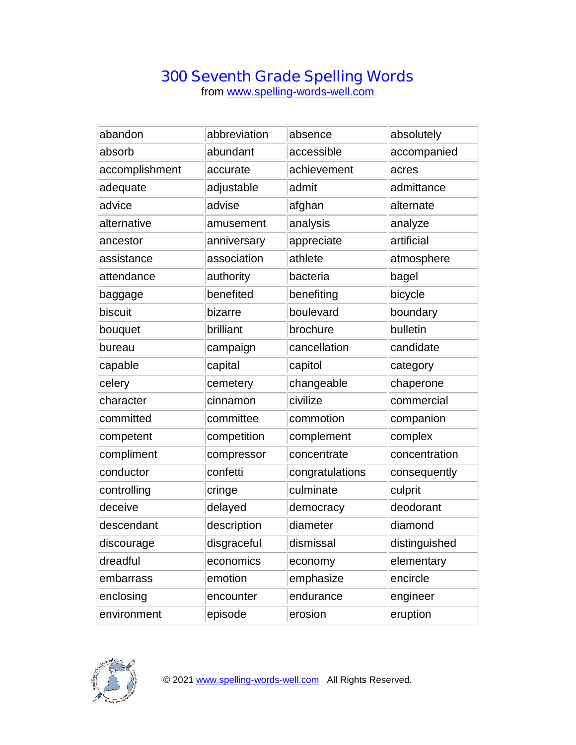# 300 Seventh Grade Spelling Words

from www.spelling-words-well.com

| | | | |
|---|---|---|---|
| abandon | abbreviation | absence | absolutely |
| absorb | abundant | accessible | accompanied |
| accomplishment | accurate | achievement | acres |
| adequate | adjustable | admit | admittance |
| advice | advise | afghan | alternate |
| alternative | amusement | analysis | analyze |
| ancestor | anniversary | appreciate | artificial |
| assistance | association | athlete | atmosphere |
| attendance | authority | bacteria | bagel |
| baggage | benefited | benefiting | bicycle |
| biscuit | bizarre | boulevard | boundary |
| bouquet | brilliant | brochure | bulletin |
| bureau | campaign | cancellation | candidate |
| capable | capital | capitol | category |
| celery | cemetery | changeable | chaperone |
| character | cinnamon | civilize | commercial |
| committed | committee | commotion | companion |
| competent | competition | complement | complex |
| compliment | compressor | concentrate | concentration |
| conductor | confetti | congratulations | consequently |
| controlling | cringe | culminate | culprit |
| deceive | delayed | democracy | deodorant |
| descendant | description | diameter | diamond |
| discourage | disgraceful | dismissal | distinguished |
| dreadful | economics | economy | elementary |
| embarrass | emotion | emphasize | encircle |
| enclosing | encounter | endurance | engineer |
| environment | episode | erosion | eruption |

© 2021 www.spelling-words-well.com All Rights Reserved.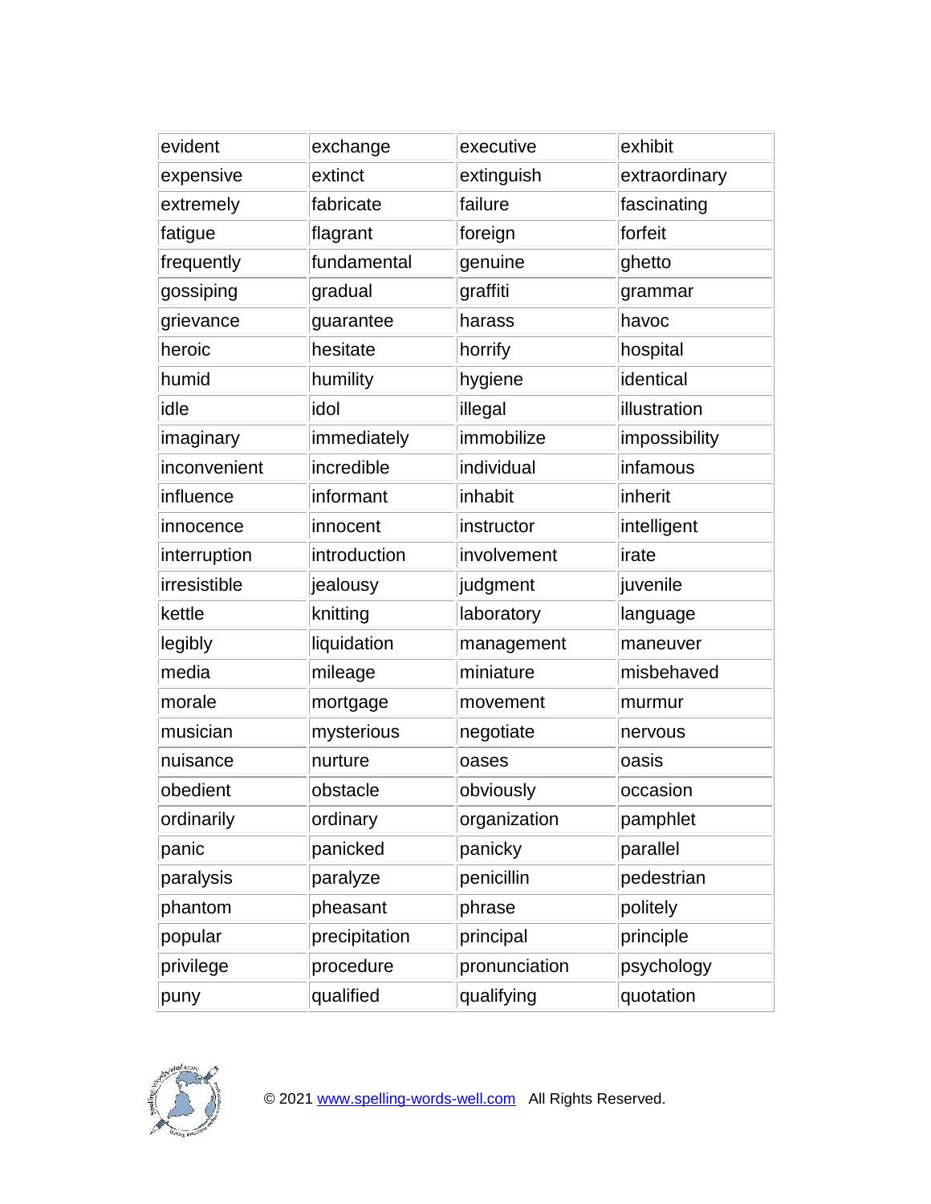| | | | |
|---|---|---|---|
| evident | exchange | executive | exhibit |
| expensive | extinct | extinguish | extraordinary |
| extremely | fabricate | failure | fascinating |
| fatigue | flagrant | foreign | forfeit |
| frequently | fundamental | genuine | ghetto |
| gossiping | gradual | graffiti | grammar |
| grievance | guarantee | harass | havoc |
| heroic | hesitate | horrify | hospital |
| humid | humility | hygiene | identical |
| idle | idol | illegal | illustration |
| imaginary | immediately | immobilize | impossibility |
| inconvenient | incredible | individual | infamous |
| influence | informant | inhabit | inherit |
| innocence | innocent | instructor | intelligent |
| interruption | introduction | involvement | irate |
| irresistible | jealousy | judgment | juvenile |
| kettle | knitting | laboratory | language |
| legibly | liquidation | management | maneuver |
| media | mileage | miniature | misbehaved |
| morale | mortgage | movement | murmur |
| musician | mysterious | negotiate | nervous |
| nuisance | nurture | oases | oasis |
| obedient | obstacle | obviously | occasion |
| ordinarily | ordinary | organization | pamphlet |
| panic | panicked | panicky | parallel |
| paralysis | paralyze | penicillin | pedestrian |
| phantom | pheasant | phrase | politely |
| popular | precipitation | principal | principle |
| privilege | procedure | pronunciation | psychology |
| puny | qualified | qualifying | quotation |

© 2021 www.spelling-words-well.com All Rights Reserved.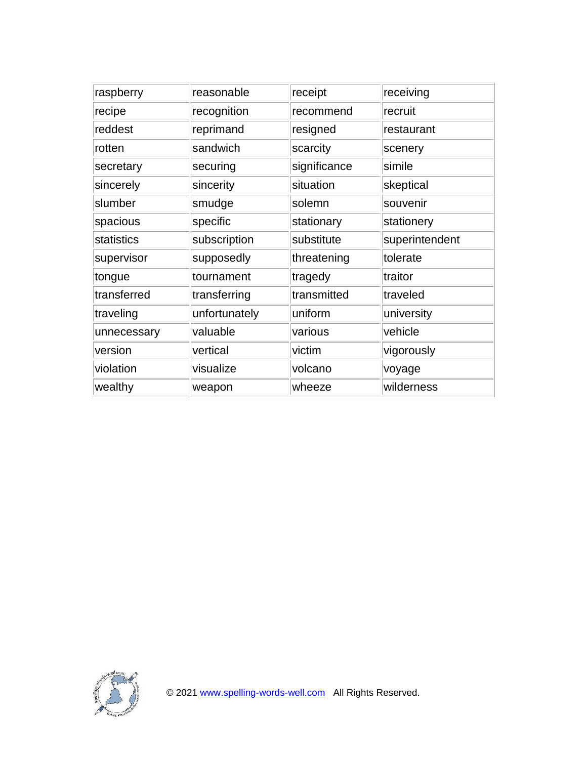| | | | |
|---|---|---|---|
| raspberry | reasonable | receipt | receiving |
| recipe | recognition | recommend | recruit |
| reddest | reprimand | resigned | restaurant |
| rotten | sandwich | scarcity | scenery |
| secretary | securing | significance | simile |
| sincerely | sincerity | situation | skeptical |
| slumber | smudge | solemn | souvenir |
| spacious | specific | stationary | stationery |
| statistics | subscription | substitute | superintendent |
| supervisor | supposedly | threatening | tolerate |
| tongue | tournament | tragedy | traitor |
| transferred | transferring | transmitted | traveled |
| traveling | unfortunately | uniform | university |
| unnecessary | valuable | various | vehicle |
| version | vertical | victim | vigorously |
| violation | visualize | volcano | voyage |
| wealthy | weapon | wheeze | wilderness |

© 2021 www.spelling-words-well.com All Rights Reserved.